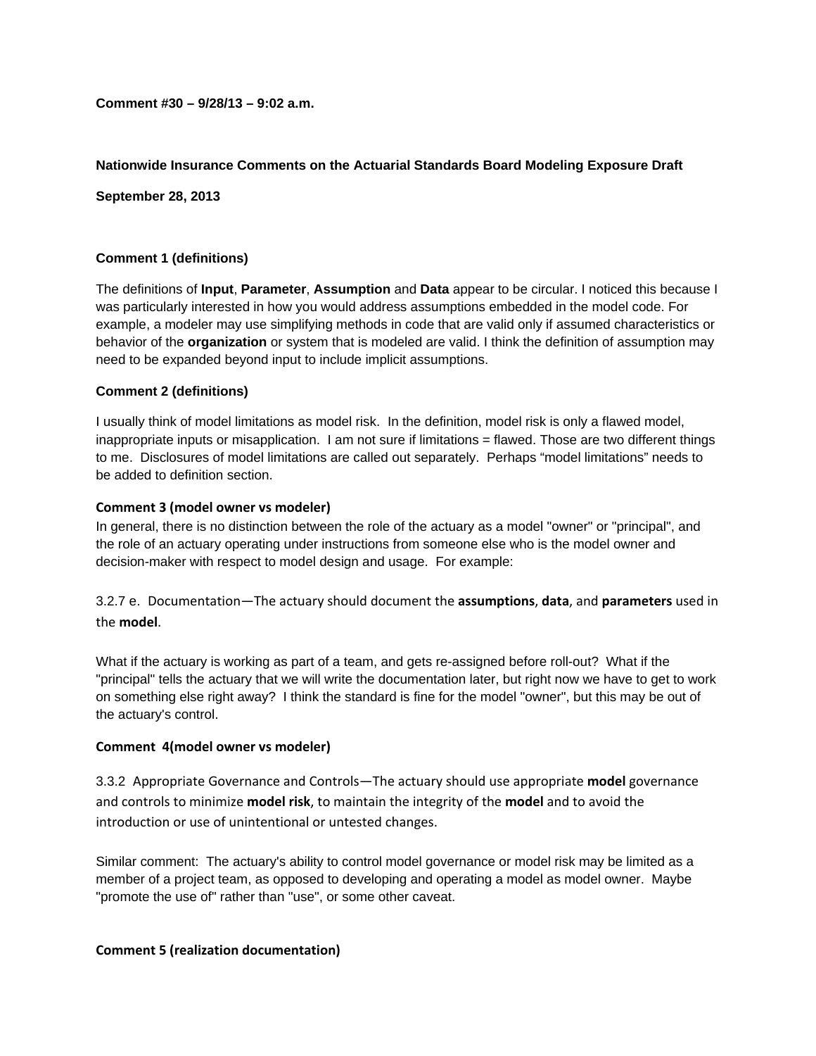**Comment #30 – 9/28/13 – 9:02 a.m.**

**Nationwide Insurance Comments on the Actuarial Standards Board Modeling Exposure Draft**

**September 28, 2013**

**Comment 1 (definitions)**

The definitions of **Input**, **Parameter**, **Assumption** and **Data** appear to be circular. I noticed this because I was particularly interested in how you would address assumptions embedded in the model code. For example, a modeler may use simplifying methods in code that are valid only if assumed characteristics or behavior of the **organization** or system that is modeled are valid. I think the definition of assumption may need to be expanded beyond input to include implicit assumptions.

**Comment 2 (definitions)**

I usually think of model limitations as model risk. In the definition, model risk is only a flawed model, inappropriate inputs or misapplication. I am not sure if limitations = flawed. Those are two different things to me. Disclosures of model limitations are called out separately. Perhaps "model limitations" needs to be added to definition section.

**Comment 3 (model owner vs modeler)**

In general, there is no distinction between the role of the actuary as a model "owner" or "principal", and the role of an actuary operating under instructions from someone else who is the model owner and decision-maker with respect to model design and usage. For example:

3.2.7 e. Documentation—The actuary should document the **assumptions**, **data**, and **parameters** used in the **model**.

What if the actuary is working as part of a team, and gets re-assigned before roll-out? What if the "principal" tells the actuary that we will write the documentation later, but right now we have to get to work on something else right away? I think the standard is fine for the model "owner", but this may be out of the actuary's control.

**Comment 4(model owner vs modeler)**

3.3.2 Appropriate Governance and Controls—The actuary should use appropriate **model** governance and controls to minimize **model risk**, to maintain the integrity of the **model** and to avoid the introduction or use of unintentional or untested changes.

Similar comment: The actuary's ability to control model governance or model risk may be limited as a member of a project team, as opposed to developing and operating a model as model owner. Maybe "promote the use of" rather than "use", or some other caveat.

**Comment 5 (realization documentation)**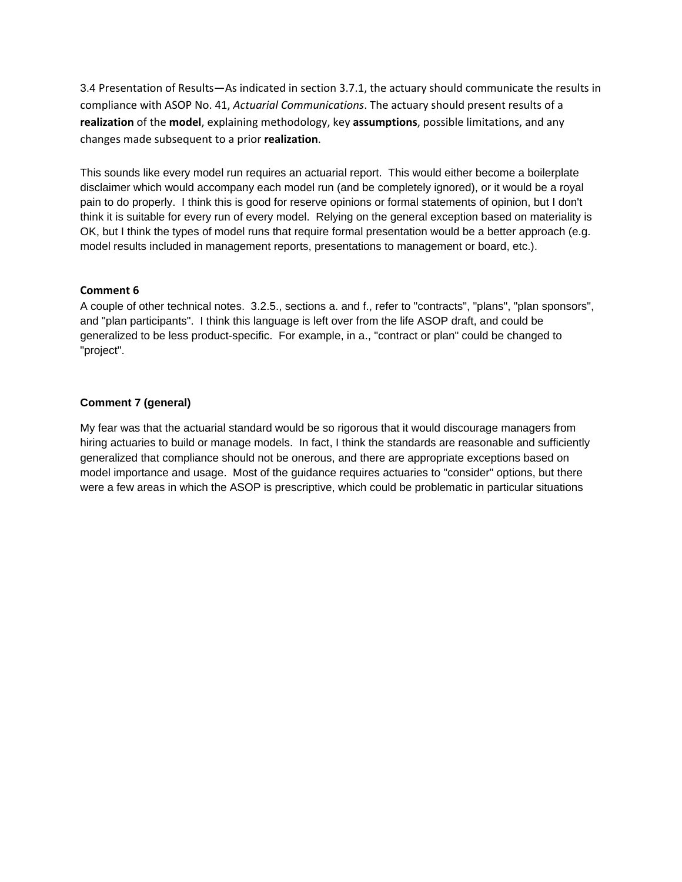3.4 Presentation of Results—As indicated in section 3.7.1, the actuary should communicate the results in compliance with ASOP No. 41, *Actuarial Communications*. The actuary should present results of a **realization** of the **model**, explaining methodology, key **assumptions**, possible limitations, and any changes made subsequent to a prior **realization**.

This sounds like every model run requires an actuarial report. This would either become a boilerplate disclaimer which would accompany each model run (and be completely ignored), or it would be a royal pain to do properly. I think this is good for reserve opinions or formal statements of opinion, but I don't think it is suitable for every run of every model. Relying on the general exception based on materiality is OK, but I think the types of model runs that require formal presentation would be a better approach (e.g. model results included in management reports, presentations to management or board, etc.).

**Comment 6**

A couple of other technical notes. 3.2.5., sections a. and f., refer to "contracts", "plans", "plan sponsors", and "plan participants". I think this language is left over from the life ASOP draft, and could be generalized to be less product-specific. For example, in a., "contract or plan" could be changed to "project".

**Comment 7 (general)**

My fear was that the actuarial standard would be so rigorous that it would discourage managers from hiring actuaries to build or manage models. In fact, I think the standards are reasonable and sufficiently generalized that compliance should not be onerous, and there are appropriate exceptions based on model importance and usage. Most of the guidance requires actuaries to "consider" options, but there were a few areas in which the ASOP is prescriptive, which could be problematic in particular situations